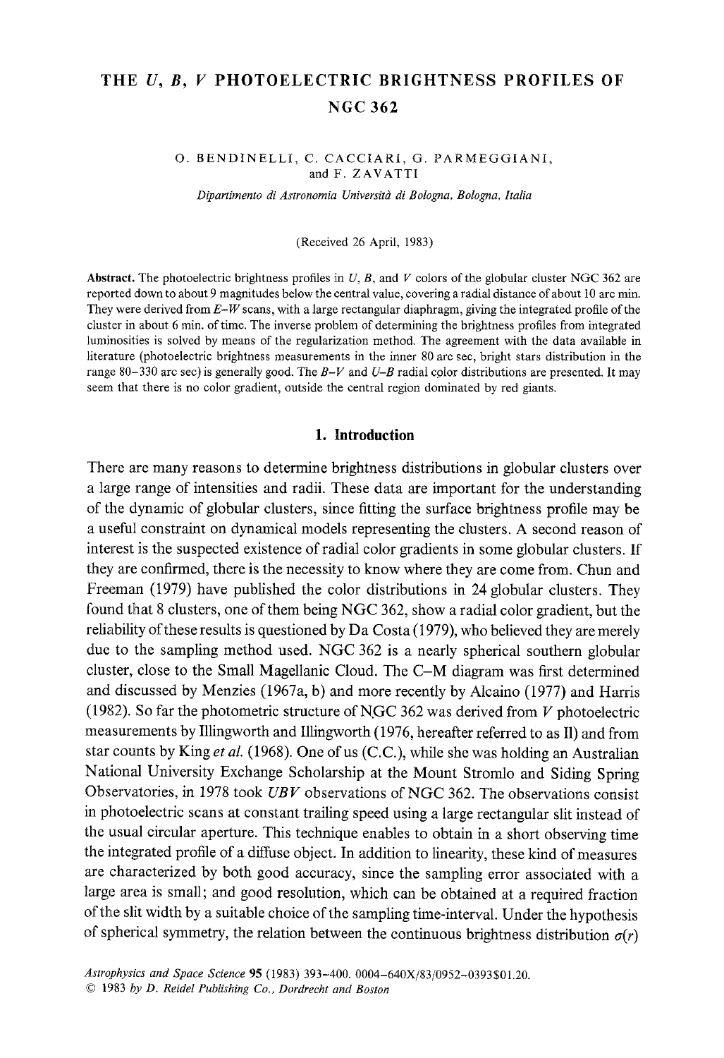# THE $U$, $B$, $V$ PHOTOELECTRIC BRIGHTNESS PROFILES OF NGC 362

O. BENDINELLI, C. CACCIARI, G. PARMEGGIANI, and F. ZAVATTI

*Dipartimento di Astronomia Università di Bologna, Bologna, Italia*

(Received 26 April, 1983)

**Abstract.** The photoelectric brightness profiles in $U$, $B$, and $V$ colors of the globular cluster NGC 362 are reported down to about 9 magnitudes below the central value, covering a radial distance of about 10 arc min. They were derived from $E$–$W$ scans, with a large rectangular diaphragm, giving the integrated profile of the cluster in about 6 min. of time. The inverse problem of determining the brightness profiles from integrated luminosities is solved by means of the regularization method. The agreement with the data available in literature (photoelectric brightness measurements in the inner 80 arc sec, bright stars distribution in the range 80–330 arc sec) is generally good. The $B$–$V$ and $U$–$B$ radial color distributions are presented. It may seem that there is no color gradient, outside the central region dominated by red giants.

## 1. Introduction

There are many reasons to determine brightness distributions in globular clusters over a large range of intensities and radii. These data are important for the understanding of the dynamic of globular clusters, since fitting the surface brightness profile may be a useful constraint on dynamical models representing the clusters. A second reason of interest is the suspected existence of radial color gradients in some globular clusters. If they are confirmed, there is the necessity to know where they are come from. Chun and Freeman (1979) have published the color distributions in 24 globular clusters. They found that 8 clusters, one of them being NGC 362, show a radial color gradient, but the reliability of these results is questioned by Da Costa (1979), who believed they are merely due to the sampling method used. NGC 362 is a nearly spherical southern globular cluster, close to the Small Magellanic Cloud. The C–M diagram was first determined and discussed by Menzies (1967a, b) and more recently by Alcaino (1977) and Harris (1982). So far the photometric structure of NGC 362 was derived from $V$ photoelectric measurements by Illingworth and Illingworth (1976, hereafter referred to as II) and from star counts by King *et al.* (1968). One of us (C.C.), while she was holding an Australian National University Exchange Scholarship at the Mount Stromlo and Siding Spring Observatories, in 1978 took $UBV$ observations of NGC 362. The observations consist in photoelectric scans at constant trailing speed using a large rectangular slit instead of the usual circular aperture. This technique enables to obtain in a short observing time the integrated profile of a diffuse object. In addition to linearity, these kind of measures are characterized by both good accuracy, since the sampling error associated with a large area is small; and good resolution, which can be obtained at a required fraction of the slit width by a suitable choice of the sampling time-interval. Under the hypothesis of spherical symmetry, the relation between the continuous brightness distribution $\sigma(r)$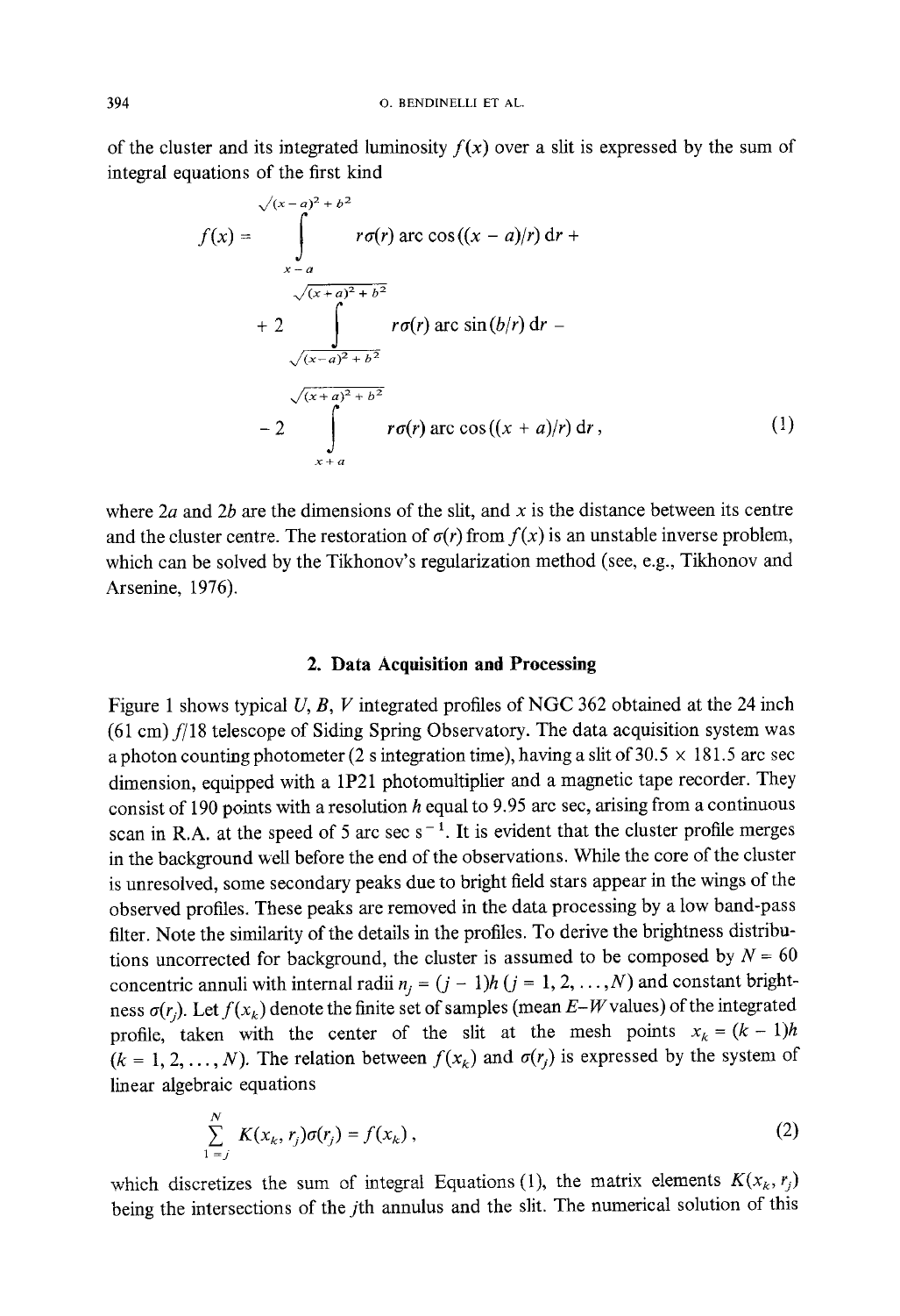of the cluster and its integrated luminosity $f(x)$ over a slit is expressed by the sum of integral equations of the first kind

$$
\begin{aligned}
f(x) = & \int_{x-a}^{\sqrt{(x-a)^2+b^2}} r\sigma(r) \arccos((x-a)/r)\, \mathrm{d}r + \\
& + 2 \int_{\sqrt{(x-a)^2+b^2}}^{\sqrt{(x+a)^2+b^2}} r\sigma(r) \arcsin(b/r)\, \mathrm{d}r - \\
& - 2 \int_{x+a}^{\sqrt{(x+a)^2+b^2}} r\sigma(r) \arccos((x+a)/r)\, \mathrm{d}r\,,
\end{aligned} \tag{1}
$$

where $2a$ and $2b$ are the dimensions of the slit, and $x$ is the distance between its centre and the cluster centre. The restoration of $\sigma(r)$ from $f(x)$ is an unstable inverse problem, which can be solved by the Tikhonov's regularization method (see, e.g., Tikhonov and Arsenine, 1976).

## 2. Data Acquisition and Processing

Figure 1 shows typical $U$, $B$, $V$ integrated profiles of NGC 362 obtained at the 24 inch (61 cm) $f/18$ telescope of Siding Spring Observatory. The data acquisition system was a photon counting photometer (2 s integration time), having a slit of $30.5 \times 181.5$ arc sec dimension, equipped with a 1P21 photomultiplier and a magnetic tape recorder. They consist of 190 points with a resolution $h$ equal to 9.95 arc sec, arising from a continuous scan in R.A. at the speed of 5 arc sec s$^{-1}$. It is evident that the cluster profile merges in the background well before the end of the observations. While the core of the cluster is unresolved, some secondary peaks due to bright field stars appear in the wings of the observed profiles. These peaks are removed in the data processing by a low band-pass filter. Note the similarity of the details in the profiles. To derive the brightness distributions uncorrected for background, the cluster is assumed to be composed by $N = 60$ concentric annuli with internal radii $n_j = (j-1)h$ $(j = 1, 2, \ldots, N)$ and constant brightness $\sigma(r_j)$. Let $f(x_k)$ denote the finite set of samples (mean $E$–$W$ values) of the integrated profile, taken with the center of the slit at the mesh points $x_k = (k-1)h$ $(k = 1, 2, \ldots, N)$. The relation between $f(x_k)$ and $\sigma(r_j)$ is expressed by the system of linear algebraic equations

$$
\sum_{1=j}^{N} K(x_k, r_j)\sigma(r_j) = f(x_k)\,, \tag{2}
$$

which discretizes the sum of integral Equations (1), the matrix elements $K(x_k, r_j)$ being the intersections of the $j$th annulus and the slit. The numerical solution of this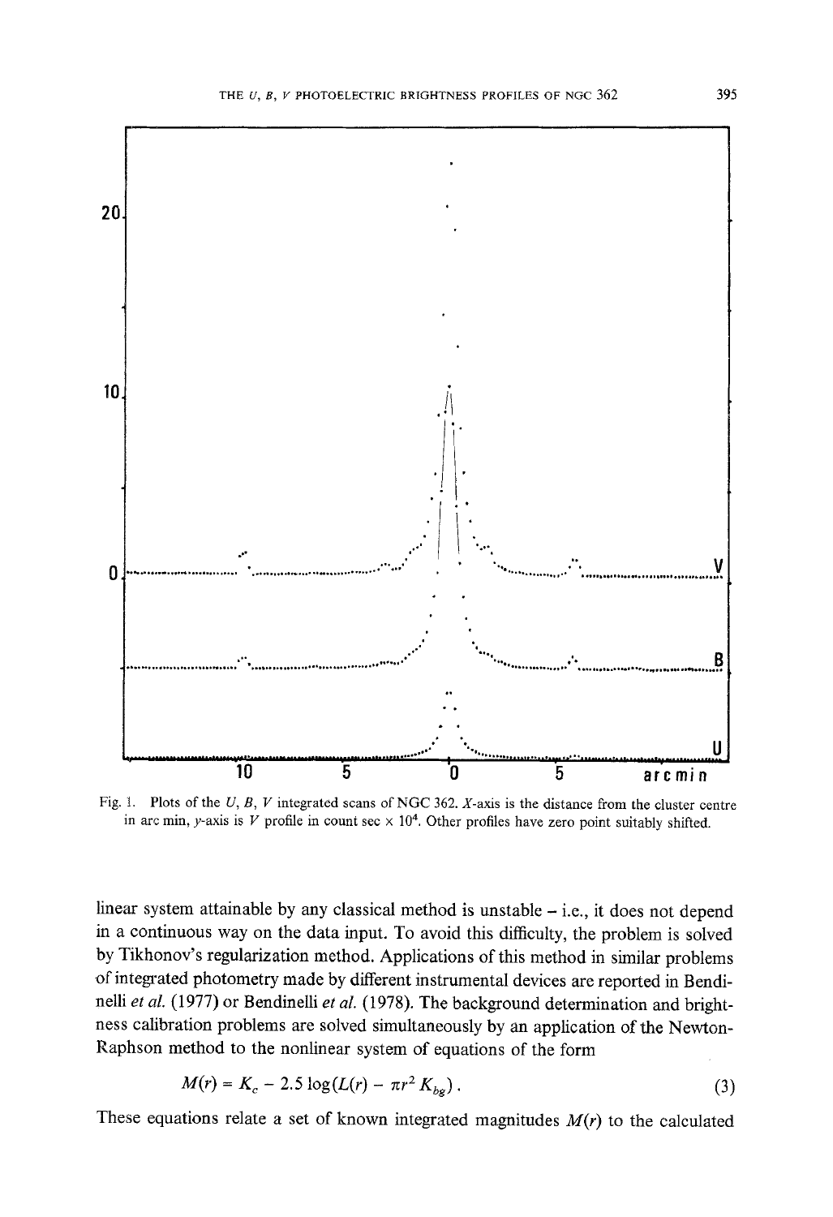Fig. 1. Plots of the $U$, $B$, $V$ integrated scans of NGC 362. $X$-axis is the distance from the cluster centre in arc min, $y$-axis is $V$ profile in count sec $\times$ $10^4$. Other profiles have zero point suitably shifted.

linear system attainable by any classical method is unstable – i.e., it does not depend in a continuous way on the data input. To avoid this difficulty, the problem is solved by Tikhonov's regularization method. Applications of this method in similar problems of integrated photometry made by different instrumental devices are reported in Bendinelli *et al.* (1977) or Bendinelli *et al.* (1978). The background determination and brightness calibration problems are solved simultaneously by an application of the Newton-Raphson method to the nonlinear system of equations of the form

$$M(r) = K_c - 2.5 \log(L(r) - \pi r^2 K_{bg}) . \tag{3}$$

These equations relate a set of known integrated magnitudes $M(r)$ to the calculated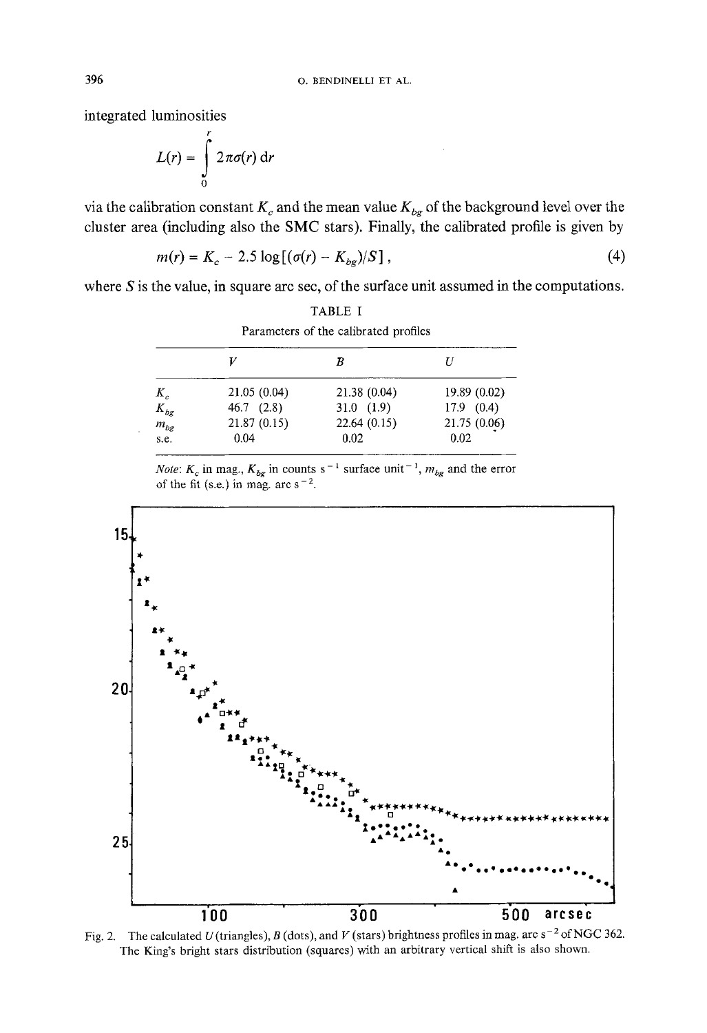integrated luminosities

$$L(r) = \int_0^r 2\pi\sigma(r)\,\mathrm{d}r$$

via the calibration constant $K_c$ and the mean value $K_{bg}$ of the background level over the cluster area (including also the SMC stars). Finally, the calibrated profile is given by

$$m(r) = K_c - 2.5\log[(\sigma(r) - K_{bg})/S]\,, \tag{4}$$

where $S$ is the value, in square arc sec, of the surface unit assumed in the computations.

TABLE I

Parameters of the calibrated profiles

| | $V$ | $B$ | $U$ |
|---|---|---|---|
| $K_c$ | 21.05 (0.04) | 21.38 (0.04) | 19.89 (0.02) |
| $K_{bg}$ | 46.7 (2.8) | 31.0 (1.9) | 17.9 (0.4) |
| $m_{bg}$ | 21.87 (0.15) | 22.64 (0.15) | 21.75 (0.06) |
| s.e. | 0.04 | 0.02 | 0.02 |

*Note*: $K_c$ in mag., $K_{bg}$ in counts s$^{-1}$ surface unit$^{-1}$, $m_{bg}$ and the error of the fit (s.e.) in mag. arc s$^{-2}$.

Fig. 2. The calculated $U$ (triangles), $B$ (dots), and $V$ (stars) brightness profiles in mag. arc s$^{-2}$ of NGC 362. The King's bright stars distribution (squares) with an arbitrary vertical shift is also shown.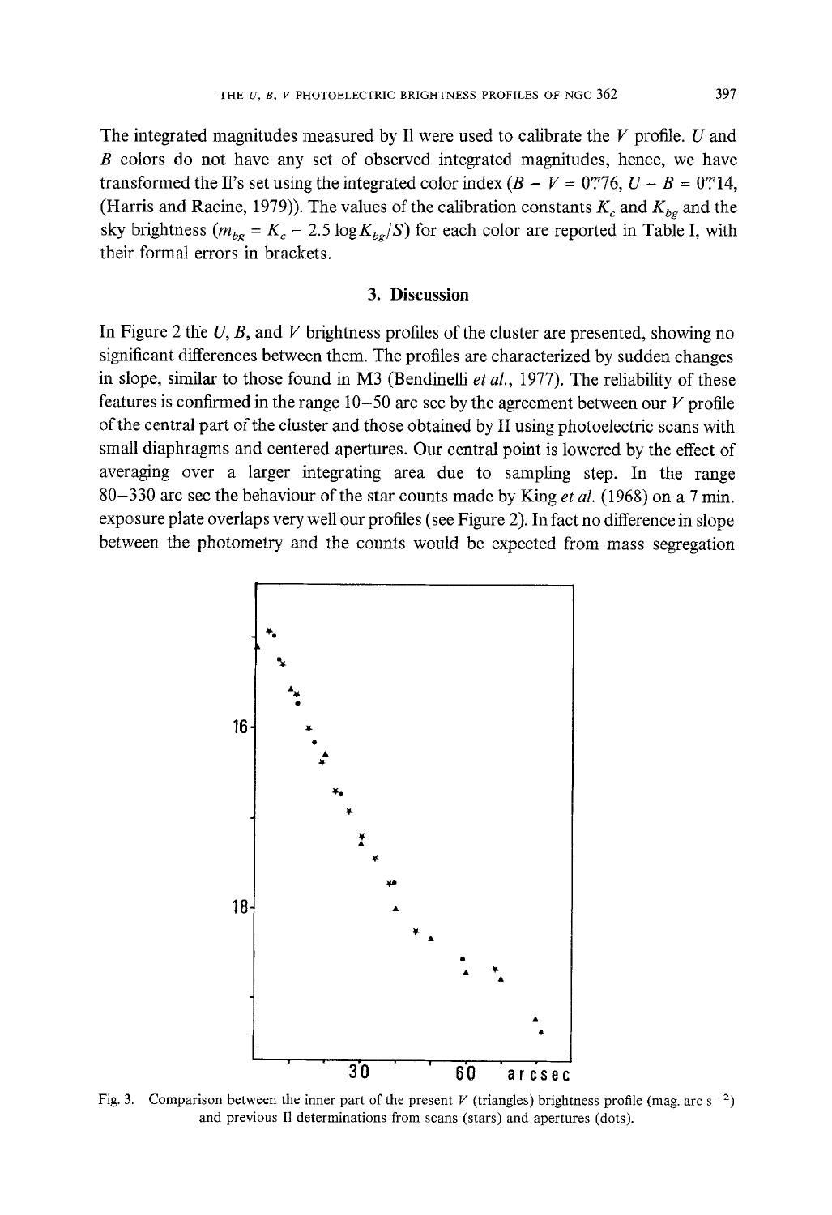The integrated magnitudes measured by Il were used to calibrate the $V$ profile. $U$ and $B$ colors do not have any set of observed integrated magnitudes, hence, we have transformed the Il's set using the integrated color index ($B - V = 0^m.76$, $U - B = 0^m.14$, (Harris and Racine, 1979)). The values of the calibration constants $K_c$ and $K_{bg}$ and the sky brightness ($m_{bg} = K_c - 2.5 \log K_{bg}/S$) for each color are reported in Table I, with their formal errors in brackets.

## 3. Discussion

In Figure 2 the $U$, $B$, and $V$ brightness profiles of the cluster are presented, showing no significant differences between them. The profiles are characterized by sudden changes in slope, similar to those found in M3 (Bendinelli *et al.*, 1977). The reliability of these features is confirmed in the range 10–50 arc sec by the agreement between our $V$ profile of the central part of the cluster and those obtained by Il using photoelectric scans with small diaphragms and centered apertures. Our central point is lowered by the effect of averaging over a larger integrating area due to sampling step. In the range 80–330 arc sec the behaviour of the star counts made by King *et al.* (1968) on a 7 min. exposure plate overlaps very well our profiles (see Figure 2). In fact no difference in slope between the photometry and the counts would be expected from mass segregation

Fig. 3. Comparison between the inner part of the present $V$ (triangles) brightness profile (mag. arc s$^{-2}$) and previous Il determinations from scans (stars) and apertures (dots).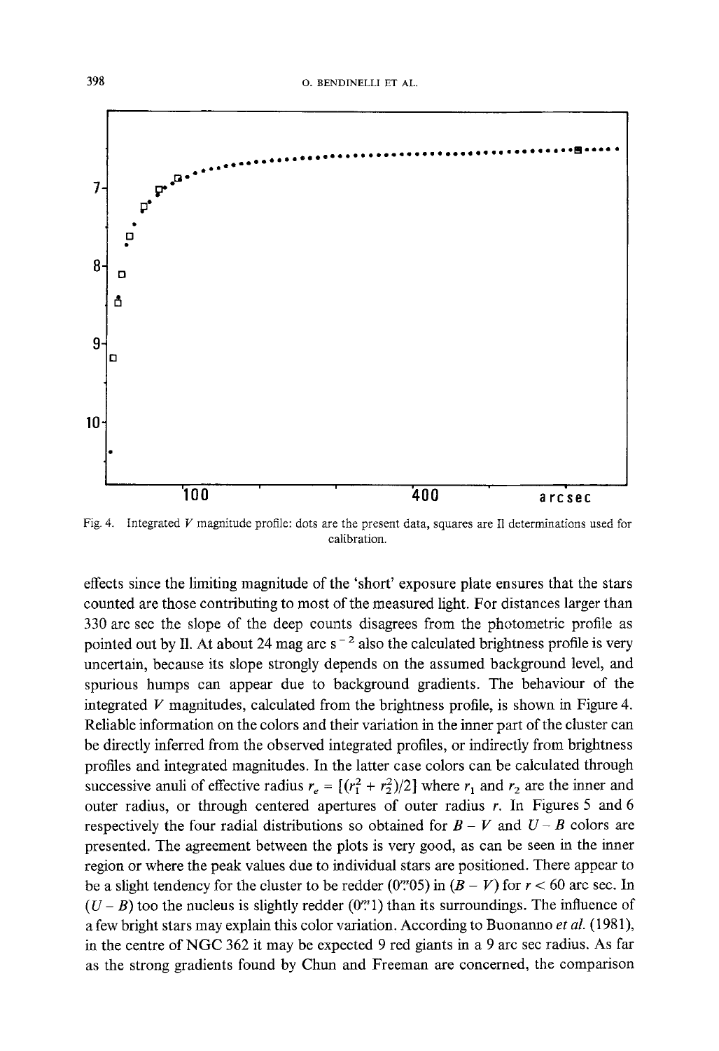Fig. 4. Integrated $V$ magnitude profile: dots are the present data, squares are II determinations used for calibration.

effects since the limiting magnitude of the 'short' exposure plate ensures that the stars counted are those contributing to most of the measured light. For distances larger than 330 arc sec the slope of the deep counts disagrees from the photometric profile as pointed out by II. At about 24 mag arc s$^{-2}$ also the calculated brightness profile is very uncertain, because its slope strongly depends on the assumed background level, and spurious humps can appear due to background gradients. The behaviour of the integrated $V$ magnitudes, calculated from the brightness profile, is shown in Figure 4. Reliable information on the colors and their variation in the inner part of the cluster can be directly inferred from the observed integrated profiles, or indirectly from brightness profiles and integrated magnitudes. In the latter case colors can be calculated through successive anuli of effective radius $r_e = [(r_1^2 + r_2^2)/2]$ where $r_1$ and $r_2$ are the inner and outer radius, or through centered apertures of outer radius $r$. In Figures 5 and 6 respectively the four radial distributions so obtained for $B - V$ and $U - B$ colors are presented. The agreement between the plots is very good, as can be seen in the inner region or where the peak values due to individual stars are positioned. There appear to be a slight tendency for the cluster to be redder ($0\overset{m}{.}05$) in $(B - V)$ for $r < 60$ arc sec. In $(U - B)$ too the nucleus is slightly redder ($0\overset{m}{.}1$) than its surroundings. The influence of a few bright stars may explain this color variation. According to Buonanno *et al.* (1981), in the centre of NGC 362 it may be expected 9 red giants in a 9 arc sec radius. As far as the strong gradients found by Chun and Freeman are concerned, the comparison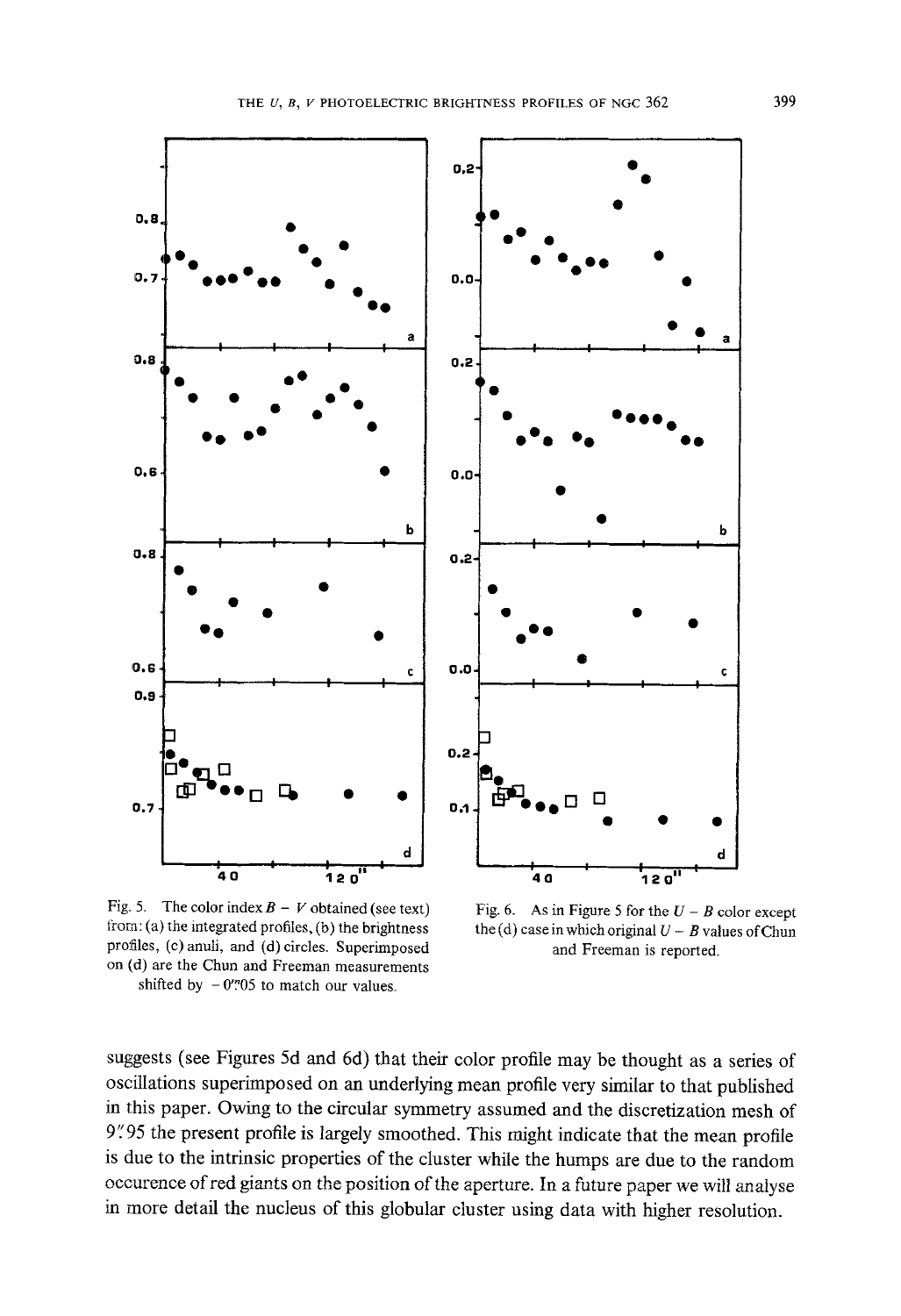Fig. 5. The color index $B - V$ obtained (see text) from: (a) the integrated profiles, (b) the brightness profiles, (c) anuli, and (d) circles. Superimposed on (d) are the Chun and Freeman measurements shifted by $-0\overset{m}{.}05$ to match our values.

Fig. 6. As in Figure 5 for the $U - B$ color except the (d) case in which original $U - B$ values of Chun and Freeman is reported.

suggests (see Figures 5d and 6d) that their color profile may be thought as a series of oscillations superimposed on an underlying mean profile very similar to that published in this paper. Owing to the circular symmetry assumed and the discretization mesh of $9\overset{''}{.}95$ the present profile is largely smoothed. This might indicate that the mean profile is due to the intrinsic properties of the cluster while the humps are due to the random occurence of red giants on the position of the aperture. In a future paper we will analyse in more detail the nucleus of this globular cluster using data with higher resolution.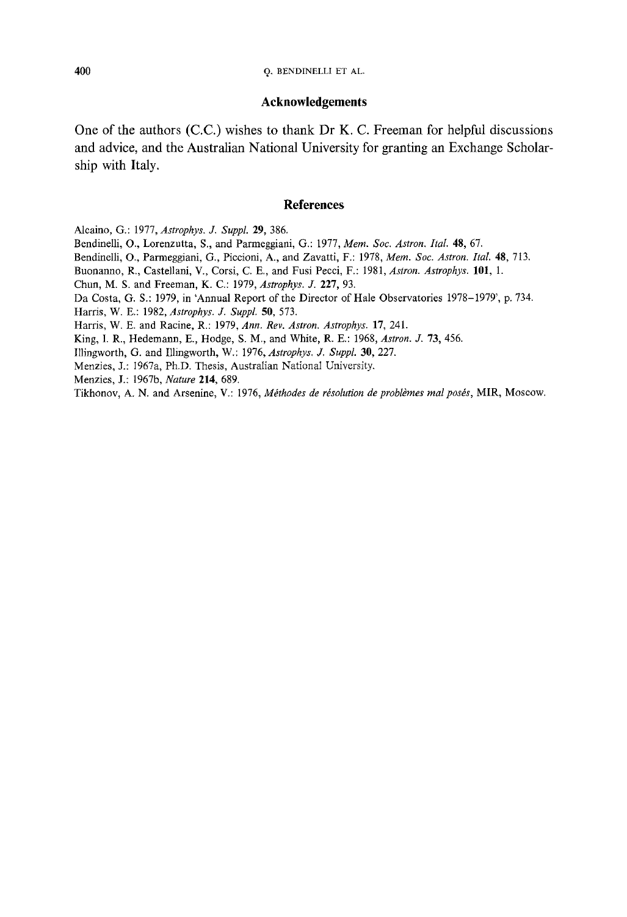## Acknowledgements

One of the authors (C.C.) wishes to thank Dr K. C. Freeman for helpful discussions and advice, and the Australian National University for granting an Exchange Scholarship with Italy.

## References

Alcaino, G.: 1977, *Astrophys. J. Suppl.* **29**, 386.

Bendinelli, O., Lorenzutta, S., and Parmeggiani, G.: 1977, *Mem. Soc. Astron. Ital.* **48**, 67.

Bendinelli, O., Parmeggiani, G., Piccioni, A., and Zavatti, F.: 1978, *Mem. Soc. Astron. Ital.* **48**, 713.

Buonanno, R., Castellani, V., Corsi, C. E., and Fusi Pecci, F.: 1981, *Astron. Astrophys.* **101**, 1.

Chun, M. S. and Freeman, K. C.: 1979, *Astrophys. J.* **227**, 93.

Da Costa, G. S.: 1979, in 'Annual Report of the Director of Hale Observatories 1978–1979', p. 734.

Harris, W. E.: 1982, *Astrophys. J. Suppl.* **50**, 573.

Harris, W. E. and Racine, R.: 1979, *Ann. Rev. Astron. Astrophys.* **17**, 241.

King, I. R., Hedemann, E., Hodge, S. M., and White, R. E.: 1968, *Astron. J.* **73**, 456.

Illingworth, G. and Illingworth, W.: 1976, *Astrophys. J. Suppl.* **30**, 227.

Menzies, J.: 1967a, Ph.D. Thesis, Australian National University.

Menzies, J.: 1967b, *Nature* **214**, 689.

Tikhonov, A. N. and Arsenine, V.: 1976, *Méthodes de résolution de problèmes mal posés*, MIR, Moscow.